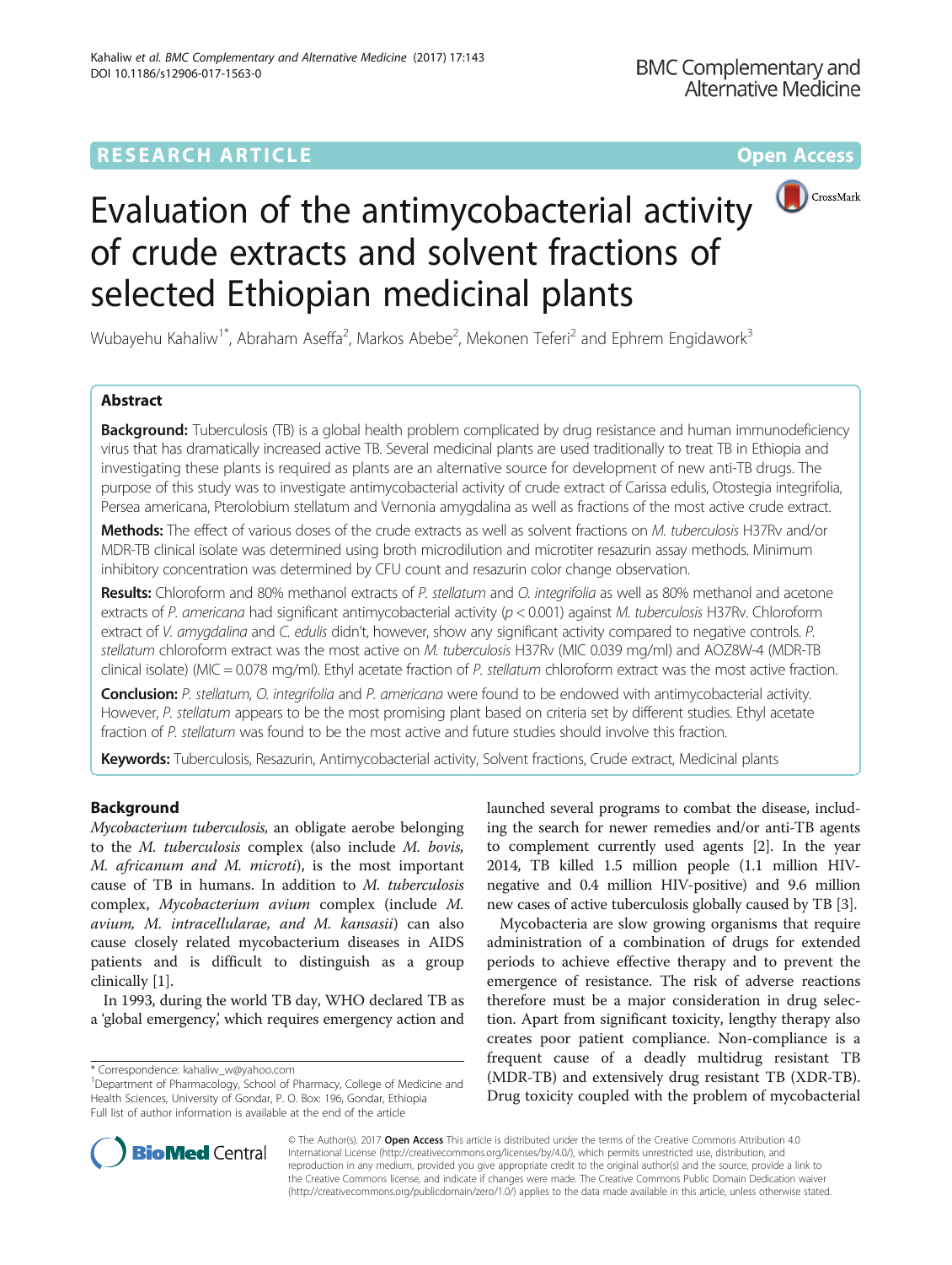# Evaluation of the antimycobacterial activity of crude extracts and solvent fractions of selected Ethiopian medicinal plants

Wubayehu Kahaliw[1*], Abraham Aseffa[2], Markos Abebe[2], Mekonen Teferi[2] and Ephrem Engidawork[3]

## Abstract

**Background:** Tuberculosis (TB) is a global health problem complicated by drug resistance and human immunodeficiency virus that has dramatically increased active TB. Several medicinal plants are used traditionally to treat TB in Ethiopia and investigating these plants is required as plants are an alternative source for development of new anti-TB drugs. The purpose of this study was to investigate antimycobacterial activity of crude extract of Carissa edulis, Otostegia integrifolia, Persea americana, Pterolobium stellatum and Vernonia amygdalina as well as fractions of the most active crude extract.

**Methods:** The effect of various doses of the crude extracts as well as solvent fractions on *M. tuberculosis* H37Rv and/or MDR-TB clinical isolate was determined using broth microdilution and microtiter resazurin assay methods. Minimum inhibitory concentration was determined by CFU count and resazurin color change observation.

**Results:** Chloroform and 80% methanol extracts of *P. stellatum* and *O. integrifolia* as well as 80% methanol and acetone extracts of *P. americana* had significant antimycobacterial activity ($p < 0.001$) against *M. tuberculosis* H37Rv. Chloroform extract of *V. amygdalina* and *C. edulis* didn't, however, show any significant activity compared to negative controls. *P. stellatum* chloroform extract was the most active on *M. tuberculosis* H37Rv (MIC 0.039 mg/ml) and AOZ8W-4 (MDR-TB clinical isolate) (MIC = 0.078 mg/ml). Ethyl acetate fraction of *P. stellatum* chloroform extract was the most active fraction.

**Conclusion:** *P. stellatum, O. integrifolia* and *P. americana* were found to be endowed with antimycobacterial activity. However, *P. stellatum* appears to be the most promising plant based on criteria set by different studies. Ethyl acetate fraction of *P. stellatum* was found to be the most active and future studies should involve this fraction.

**Keywords:** Tuberculosis, Resazurin, Antimycobacterial activity, Solvent fractions, Crude extract, Medicinal plants

## Background

*Mycobacterium tuberculosis,* an obligate aerobe belonging to the *M. tuberculosis* complex (also include *M. bovis, M. africanum and M. microti*), is the most important cause of TB in humans. In addition to *M. tuberculosis* complex, *Mycobacterium avium* complex (include *M. avium, M. intracellularae, and M. kansasii*) can also cause closely related mycobacterium diseases in AIDS patients and is difficult to distinguish as a group clinically [1].

In 1993, during the world TB day, WHO declared TB as a 'global emergency,' which requires emergency action and launched several programs to combat the disease, including the search for newer remedies and/or anti-TB agents to complement currently used agents [2]. In the year 2014, TB killed 1.5 million people (1.1 million HIV-negative and 0.4 million HIV-positive) and 9.6 million new cases of active tuberculosis globally caused by TB [3].

Mycobacteria are slow growing organisms that require administration of a combination of drugs for extended periods to achieve effective therapy and to prevent the emergence of resistance. The risk of adverse reactions therefore must be a major consideration in drug selection. Apart from significant toxicity, lengthy therapy also creates poor patient compliance. Non-compliance is a frequent cause of a deadly multidrug resistant TB (MDR-TB) and extensively drug resistant TB (XDR-TB). Drug toxicity coupled with the problem of mycobacterial

\* Correspondence: kahaliw_w@yahoo.com
[1]Department of Pharmacology, School of Pharmacy, College of Medicine and Health Sciences, University of Gondar, P. O. Box: 196, Gondar, Ethiopia
Full list of author information is available at the end of the article

© The Author(s). 2017 **Open Access** This article is distributed under the terms of the Creative Commons Attribution 4.0 International License (http://creativecommons.org/licenses/by/4.0/), which permits unrestricted use, distribution, and reproduction in any medium, provided you give appropriate credit to the original author(s) and the source, provide a link to the Creative Commons license, and indicate if changes were made. The Creative Commons Public Domain Dedication waiver (http://creativecommons.org/publicdomain/zero/1.0/) applies to the data made available in this article, unless otherwise stated.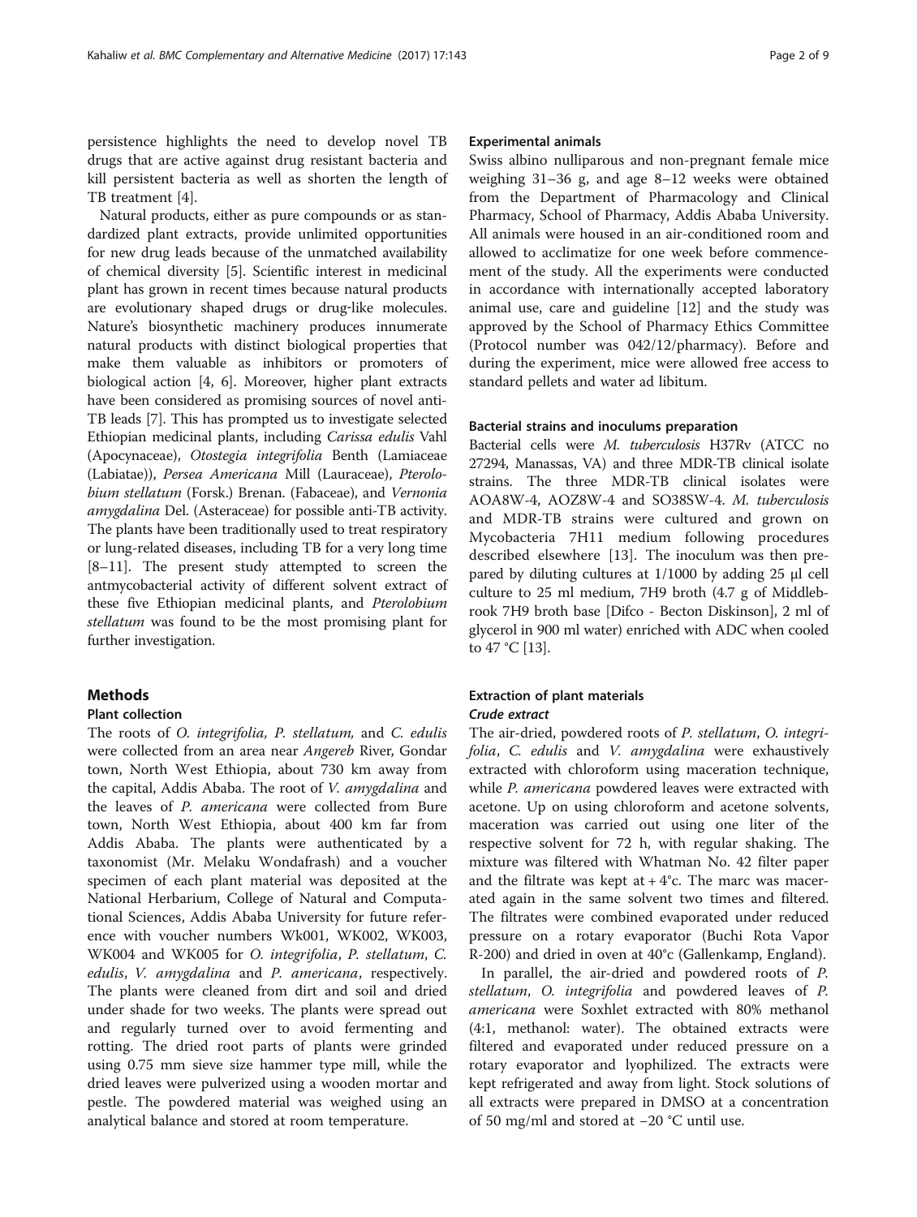persistence highlights the need to develop novel TB drugs that are active against drug resistant bacteria and kill persistent bacteria as well as shorten the length of TB treatment [4].

Natural products, either as pure compounds or as standardized plant extracts, provide unlimited opportunities for new drug leads because of the unmatched availability of chemical diversity [5]. Scientific interest in medicinal plant has grown in recent times because natural products are evolutionary shaped drugs or drug-like molecules. Nature's biosynthetic machinery produces innumerate natural products with distinct biological properties that make them valuable as inhibitors or promoters of biological action [4, 6]. Moreover, higher plant extracts have been considered as promising sources of novel anti-TB leads [7]. This has prompted us to investigate selected Ethiopian medicinal plants, including *Carissa edulis* Vahl (Apocynaceae), *Otostegia integrifolia* Benth (Lamiaceae (Labiatae)), *Persea Americana* Mill (Lauraceae), *Pterolobium stellatum* (Forsk.) Brenan. (Fabaceae), and *Vernonia amygdalina* Del. (Asteraceae) for possible anti-TB activity. The plants have been traditionally used to treat respiratory or lung-related diseases, including TB for a very long time [8–11]. The present study attempted to screen the antmycobacterial activity of different solvent extract of these five Ethiopian medicinal plants, and *Pterolobium stellatum* was found to be the most promising plant for further investigation.

## Methods

### Plant collection

The roots of *O. integrifolia, P. stellatum,* and *C. edulis* were collected from an area near *Angereb* River, Gondar town, North West Ethiopia, about 730 km away from the capital, Addis Ababa. The root of *V. amygdalina* and the leaves of *P. americana* were collected from Bure town, North West Ethiopia, about 400 km far from Addis Ababa. The plants were authenticated by a taxonomist (Mr. Melaku Wondafrash) and a voucher specimen of each plant material was deposited at the National Herbarium, College of Natural and Computational Sciences, Addis Ababa University for future reference with voucher numbers Wk001, WK002, WK003, WK004 and WK005 for *O. integrifolia*, *P. stellatum*, *C. edulis*, *V. amygdalina* and *P. americana*, respectively. The plants were cleaned from dirt and soil and dried under shade for two weeks. The plants were spread out and regularly turned over to avoid fermenting and rotting. The dried root parts of plants were grinded using 0.75 mm sieve size hammer type mill, while the dried leaves were pulverized using a wooden mortar and pestle. The powdered material was weighed using an analytical balance and stored at room temperature.

### Experimental animals

Swiss albino nulliparous and non-pregnant female mice weighing 31–36 g, and age 8–12 weeks were obtained from the Department of Pharmacology and Clinical Pharmacy, School of Pharmacy, Addis Ababa University. All animals were housed in an air-conditioned room and allowed to acclimatize for one week before commencement of the study. All the experiments were conducted in accordance with internationally accepted laboratory animal use, care and guideline [12] and the study was approved by the School of Pharmacy Ethics Committee (Protocol number was 042/12/pharmacy). Before and during the experiment, mice were allowed free access to standard pellets and water ad libitum.

### Bacterial strains and inoculums preparation

Bacterial cells were *M. tuberculosis* H37Rv (ATCC no 27294, Manassas, VA) and three MDR-TB clinical isolate strains. The three MDR-TB clinical isolates were AOA8W-4, AOZ8W-4 and SO38SW-4. *M. tuberculosis* and MDR-TB strains were cultured and grown on Mycobacteria 7H11 medium following procedures described elsewhere [13]. The inoculum was then prepared by diluting cultures at 1/1000 by adding 25 μl cell culture to 25 ml medium, 7H9 broth (4.7 g of Middlebrook 7H9 broth base [Difco - Becton Diskinson], 2 ml of glycerol in 900 ml water) enriched with ADC when cooled to 47 °C [13].

### Extraction of plant materials

#### Crude extract

The air-dried, powdered roots of *P. stellatum*, *O. integrifolia*, *C. edulis* and *V. amygdalina* were exhaustively extracted with chloroform using maceration technique, while *P. americana* powdered leaves were extracted with acetone. Up on using chloroform and acetone solvents, maceration was carried out using one liter of the respective solvent for 72 h, with regular shaking. The mixture was filtered with Whatman No. 42 filter paper and the filtrate was kept at + 4°c. The marc was macerated again in the same solvent two times and filtered. The filtrates were combined evaporated under reduced pressure on a rotary evaporator (Buchi Rota Vapor R-200) and dried in oven at 40°c (Gallenkamp, England).

In parallel, the air-dried and powdered roots of *P. stellatum*, *O. integrifolia* and powdered leaves of *P. americana* were Soxhlet extracted with 80% methanol (4:1, methanol: water). The obtained extracts were filtered and evaporated under reduced pressure on a rotary evaporator and lyophilized. The extracts were kept refrigerated and away from light. Stock solutions of all extracts were prepared in DMSO at a concentration of 50 mg/ml and stored at −20 °C until use.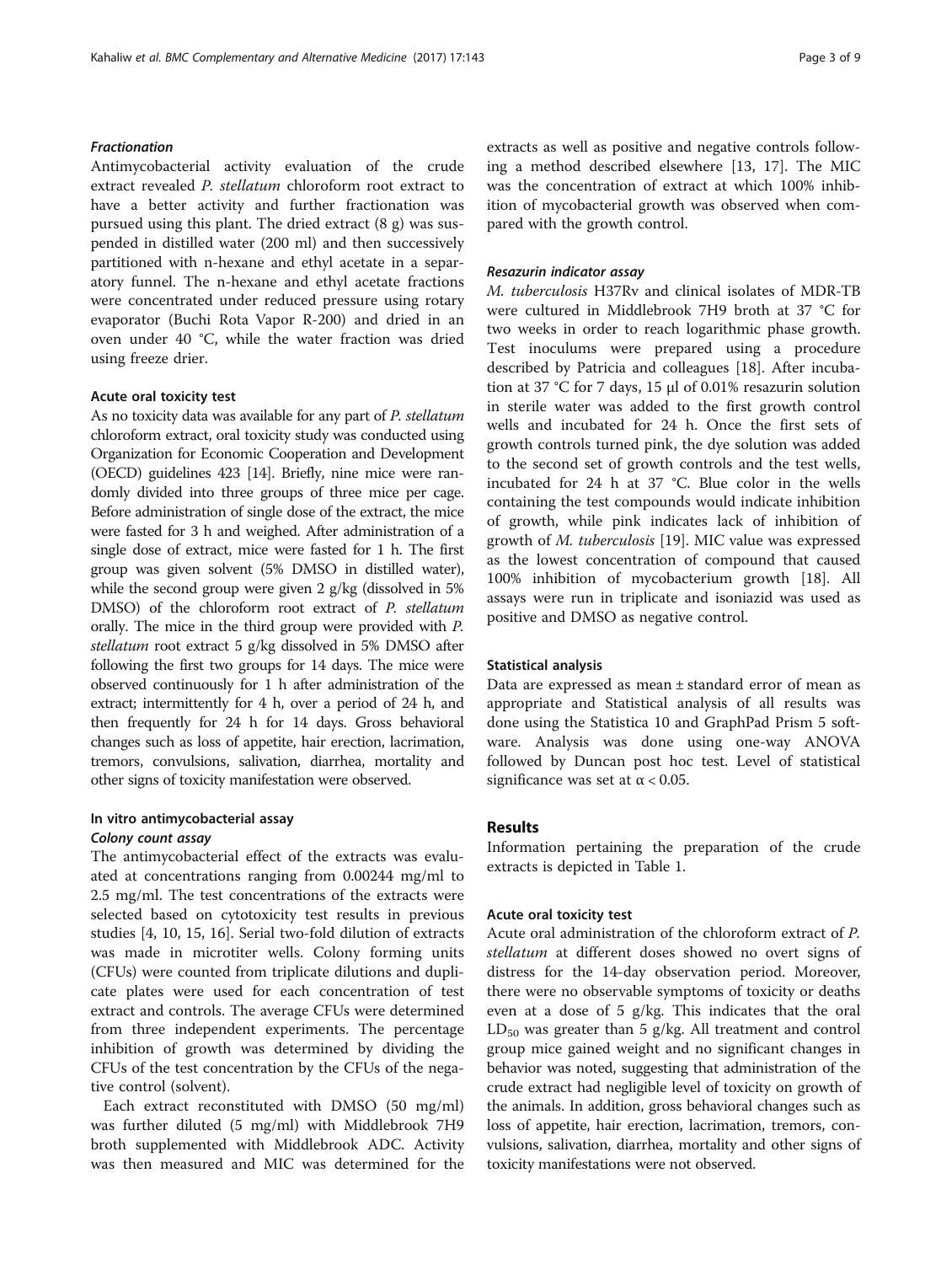#### *Fractionation*

Antimycobacterial activity evaluation of the crude extract revealed *P. stellatum* chloroform root extract to have a better activity and further fractionation was pursued using this plant. The dried extract (8 g) was suspended in distilled water (200 ml) and then successively partitioned with n-hexane and ethyl acetate in a separatory funnel. The n-hexane and ethyl acetate fractions were concentrated under reduced pressure using rotary evaporator (Buchi Rota Vapor R-200) and dried in an oven under 40 °C, while the water fraction was dried using freeze drier.

### Acute oral toxicity test

As no toxicity data was available for any part of *P. stellatum* chloroform extract, oral toxicity study was conducted using Organization for Economic Cooperation and Development (OECD) guidelines 423 [14]. Briefly, nine mice were randomly divided into three groups of three mice per cage. Before administration of single dose of the extract, the mice were fasted for 3 h and weighed. After administration of a single dose of extract, mice were fasted for 1 h. The first group was given solvent (5% DMSO in distilled water), while the second group were given 2 g/kg (dissolved in 5% DMSO) of the chloroform root extract of *P. stellatum* orally. The mice in the third group were provided with *P. stellatum* root extract 5 g/kg dissolved in 5% DMSO after following the first two groups for 14 days. The mice were observed continuously for 1 h after administration of the extract; intermittently for 4 h, over a period of 24 h, and then frequently for 24 h for 14 days. Gross behavioral changes such as loss of appetite, hair erection, lacrimation, tremors, convulsions, salivation, diarrhea, mortality and other signs of toxicity manifestation were observed.

### In vitro antimycobacterial assay

#### *Colony count assay*

The antimycobacterial effect of the extracts was evaluated at concentrations ranging from 0.00244 mg/ml to 2.5 mg/ml. The test concentrations of the extracts were selected based on cytotoxicity test results in previous studies [4, 10, 15, 16]. Serial two-fold dilution of extracts was made in microtiter wells. Colony forming units (CFUs) were counted from triplicate dilutions and duplicate plates were used for each concentration of test extract and controls. The average CFUs were determined from three independent experiments. The percentage inhibition of growth was determined by dividing the CFUs of the test concentration by the CFUs of the negative control (solvent).

Each extract reconstituted with DMSO (50 mg/ml) was further diluted (5 mg/ml) with Middlebrook 7H9 broth supplemented with Middlebrook ADC. Activity was then measured and MIC was determined for the extracts as well as positive and negative controls following a method described elsewhere [13, 17]. The MIC was the concentration of extract at which 100% inhibition of mycobacterial growth was observed when compared with the growth control.

#### *Resazurin indicator assay*

*M. tuberculosis* H37Rv and clinical isolates of MDR-TB were cultured in Middlebrook 7H9 broth at 37 °C for two weeks in order to reach logarithmic phase growth. Test inoculums were prepared using a procedure described by Patricia and colleagues [18]. After incubation at 37 °C for 7 days, 15 μl of 0.01% resazurin solution in sterile water was added to the first growth control wells and incubated for 24 h. Once the first sets of growth controls turned pink, the dye solution was added to the second set of growth controls and the test wells, incubated for 24 h at 37 °C. Blue color in the wells containing the test compounds would indicate inhibition of growth, while pink indicates lack of inhibition of growth of *M. tuberculosis* [19]. MIC value was expressed as the lowest concentration of compound that caused 100% inhibition of mycobacterium growth [18]. All assays were run in triplicate and isoniazid was used as positive and DMSO as negative control.

### Statistical analysis

Data are expressed as mean ± standard error of mean as appropriate and Statistical analysis of all results was done using the Statistica 10 and GraphPad Prism 5 software. Analysis was done using one-way ANOVA followed by Duncan post hoc test. Level of statistical significance was set at $\alpha < 0.05$.

## Results

Information pertaining the preparation of the crude extracts is depicted in Table 1.

### Acute oral toxicity test

Acute oral administration of the chloroform extract of *P. stellatum* at different doses showed no overt signs of distress for the 14-day observation period. Moreover, there were no observable symptoms of toxicity or deaths even at a dose of 5 g/kg. This indicates that the oral $LD_{50}$ was greater than 5 g/kg. All treatment and control group mice gained weight and no significant changes in behavior was noted, suggesting that administration of the crude extract had negligible level of toxicity on growth of the animals. In addition, gross behavioral changes such as loss of appetite, hair erection, lacrimation, tremors, convulsions, salivation, diarrhea, mortality and other signs of toxicity manifestations were not observed.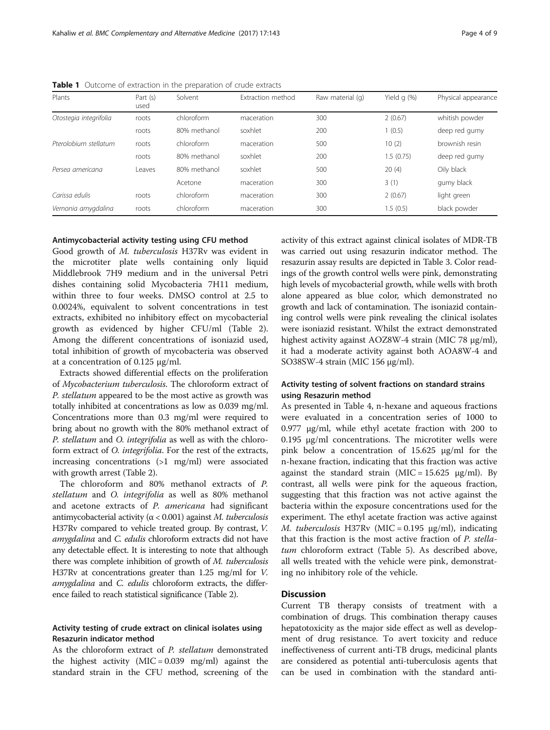**Table 1** Outcome of extraction in the preparation of crude extracts

| Plants | Part (s) used | Solvent | Extraction method | Raw material (g) | Yield g (%) | Physical appearance |
|---|---|---|---|---|---|---|
| *Otostegia integrifolia* | roots | chloroform | maceration | 300 | 2 (0.67) | whitish powder |
| | roots | 80% methanol | soxhlet | 200 | 1 (0.5) | deep red gumy |
| *Pterolobium stellatum* | roots | chloroform | maceration | 500 | 10 (2) | brownish resin |
| | roots | 80% methanol | soxhlet | 200 | 1.5 (0.75) | deep red gumy |
| *Persea americana* | Leaves | 80% methanol | soxhlet | 500 | 20 (4) | Oily black |
| | | Acetone | maceration | 300 | 3 (1) | gumy black |
| *Carissa edulis* | roots | chloroform | maceration | 300 | 2 (0.67) | light green |
| *Vernonia amygdalina* | roots | chloroform | maceration | 300 | 1.5 (0.5) | black powder |

### Antimycobacterial activity testing using CFU method

Good growth of *M. tuberculosis* H37Rv was evident in the microtiter plate wells containing only liquid Middlebrook 7H9 medium and in the universal Petri dishes containing solid Mycobacteria 7H11 medium, within three to four weeks. DMSO control at 2.5 to 0.0024%, equivalent to solvent concentrations in test extracts, exhibited no inhibitory effect on mycobacterial growth as evidenced by higher CFU/ml (Table 2). Among the different concentrations of isoniazid used, total inhibition of growth of mycobacteria was observed at a concentration of 0.125 μg/ml.

Extracts showed differential effects on the proliferation of *Mycobacterium tuberculosis*. The chloroform extract of *P. stellatum* appeared to be the most active as growth was totally inhibited at concentrations as low as 0.039 mg/ml. Concentrations more than 0.3 mg/ml were required to bring about no growth with the 80% methanol extract of *P. stellatum* and *O. integrifolia* as well as with the chloroform extract of *O. integrifolia*. For the rest of the extracts, increasing concentrations (>1 mg/ml) were associated with growth arrest (Table 2).

The chloroform and 80% methanol extracts of *P. stellatum* and *O. integrifolia* as well as 80% methanol and acetone extracts of *P. americana* had significant antimycobacterial activity ($\alpha < 0.001$) against *M. tuberculosis* H37Rv compared to vehicle treated group. By contrast, *V. amygdalina* and *C. edulis* chloroform extracts did not have any detectable effect. It is interesting to note that although there was complete inhibition of growth of *M. tuberculosis* H37Rv at concentrations greater than 1.25 mg/ml for *V. amygdalina* and *C. edulis* chloroform extracts, the difference failed to reach statistical significance (Table 2).

### Activity testing of crude extract on clinical isolates using Resazurin indicator method

As the chloroform extract of *P. stellatum* demonstrated the highest activity (MIC = 0.039 mg/ml) against the standard strain in the CFU method, screening of the activity of this extract against clinical isolates of MDR-TB was carried out using resazurin indicator method. The resazurin assay results are depicted in Table 3. Color readings of the growth control wells were pink, demonstrating high levels of mycobacterial growth, while wells with broth alone appeared as blue color, which demonstrated no growth and lack of contamination. The isoniazid containing control wells were pink revealing the clinical isolates were isoniazid resistant. Whilst the extract demonstrated highest activity against AOZ8W-4 strain (MIC 78 μg/ml), it had a moderate activity against both AOA8W-4 and SO38SW-4 strain (MIC 156 μg/ml).

### Activity testing of solvent fractions on standard strains using Resazurin method

As presented in Table 4, n-hexane and aqueous fractions were evaluated in a concentration series of 1000 to 0.977 μg/ml, while ethyl acetate fraction with 200 to 0.195 μg/ml concentrations. The microtiter wells were pink below a concentration of 15.625 μg/ml for the n-hexane fraction, indicating that this fraction was active against the standard strain (MIC = 15.625 μg/ml). By contrast, all wells were pink for the aqueous fraction, suggesting that this fraction was not active against the bacteria within the exposure concentrations used for the experiment. The ethyl acetate fraction was active against *M. tuberculosis* H37Rv (MIC = 0.195 μg/ml), indicating that this fraction is the most active fraction of *P. stellatum* chloroform extract (Table 5). As described above, all wells treated with the vehicle were pink, demonstrating no inhibitory role of the vehicle.

## Discussion

Current TB therapy consists of treatment with a combination of drugs. This combination therapy causes hepatotoxicity as the major side effect as well as development of drug resistance. To avert toxicity and reduce ineffectiveness of current anti-TB drugs, medicinal plants are considered as potential anti-tuberculosis agents that can be used in combination with the standard anti-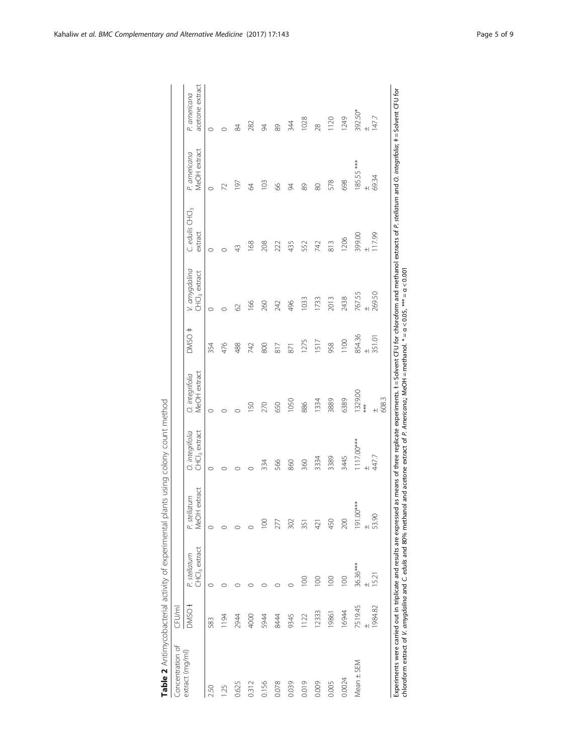**Table 2** Antimycobacterial activity of experimental plants using colony count method

| Concentration of extract (mg/ml) | CFU/ml | | | | | | | | | |
|---|---|---|---|---|---|---|---|---|---|---|
| | DMSO † | *P. stellatum* $CHCl_3$ extract | *P. stellatum* MeOH extract | *O. integrifolia* $CHCl_3$ extract | *O. integrifolia* MeOH extract | DMSO ‡ | *V. amygdalina* $CHCl_3$ extract | *C. edulis* $CHCl_3$ extract | *P. americana* MeOH extract | *P. americana* acetone extract |
| 2.50 | 583 | 0 | 0 | 0 | 0 | 354 | 0 | 0 | 0 | 0 |
| 1.25 | 1194 | 0 | 0 | 0 | 0 | 476 | 0 | 0 | 72 | 0 |
| 0.625 | 2944 | 0 | 0 | 0 | 0 | 488 | 62 | 43 | 197 | 84 |
| 0.312 | 4000 | 0 | 0 | 0 | 150 | 742 | 166 | 168 | 64 | 282 |
| 0.156 | 5944 | 0 | 100 | 334 | 270 | 800 | 260 | 208 | 103 | 94 |
| 0.078 | 8444 | 0 | 277 | 566 | 650 | 817 | 242 | 222 | 66 | 89 |
| 0.039 | 9345 | 0 | 302 | 860 | 1050 | 871 | 496 | 435 | 94 | 344 |
| 0.019 | 1122 | 100 | 351 | 360 | 886 | 1275 | 1033 | 552 | 89 | 1028 |
| 0.009 | 12333 | 100 | 421 | 3334 | 1334 | 1517 | 1733 | 742 | 80 | 28 |
| 0.005 | 19861 | 100 | 450 | 3389 | 3889 | 958 | 2013 | 813 | 578 | 1120 |
| 0.0024 | 16944 | 100 | 200 | 3445 | 6389 | 1100 | 2438 | 1206 | 698 | 1249 |
| Mean ± SEM | 7519.45 ± 1984.82 | 36.36*** ± 15.21 | 191.00*** ± 53.90 | 1117.00*** ± 447.7 | 1329.00*** ± 608.3 | 854.36 ± 351.01 | 767.55 ± 269.50 | 399.00 ± 117.99 | 185.55 *** ± 69.34 | 392.50* ± 147.7 |

Experiments were carried out in triplicate and results are expressed as means of three replicate experiments. † = Solvent CFU for chloroform and methanol extracts of *P. stellatum* and *O. integrifolia*; ‡ = Solvent CFU for chloroform extract of *V. amygdalina* and *C. edulis* and 80% methanol and acetone extract of *P. Americana*; MeOH = methanol. * = α < 0.05, *** = α < 0.001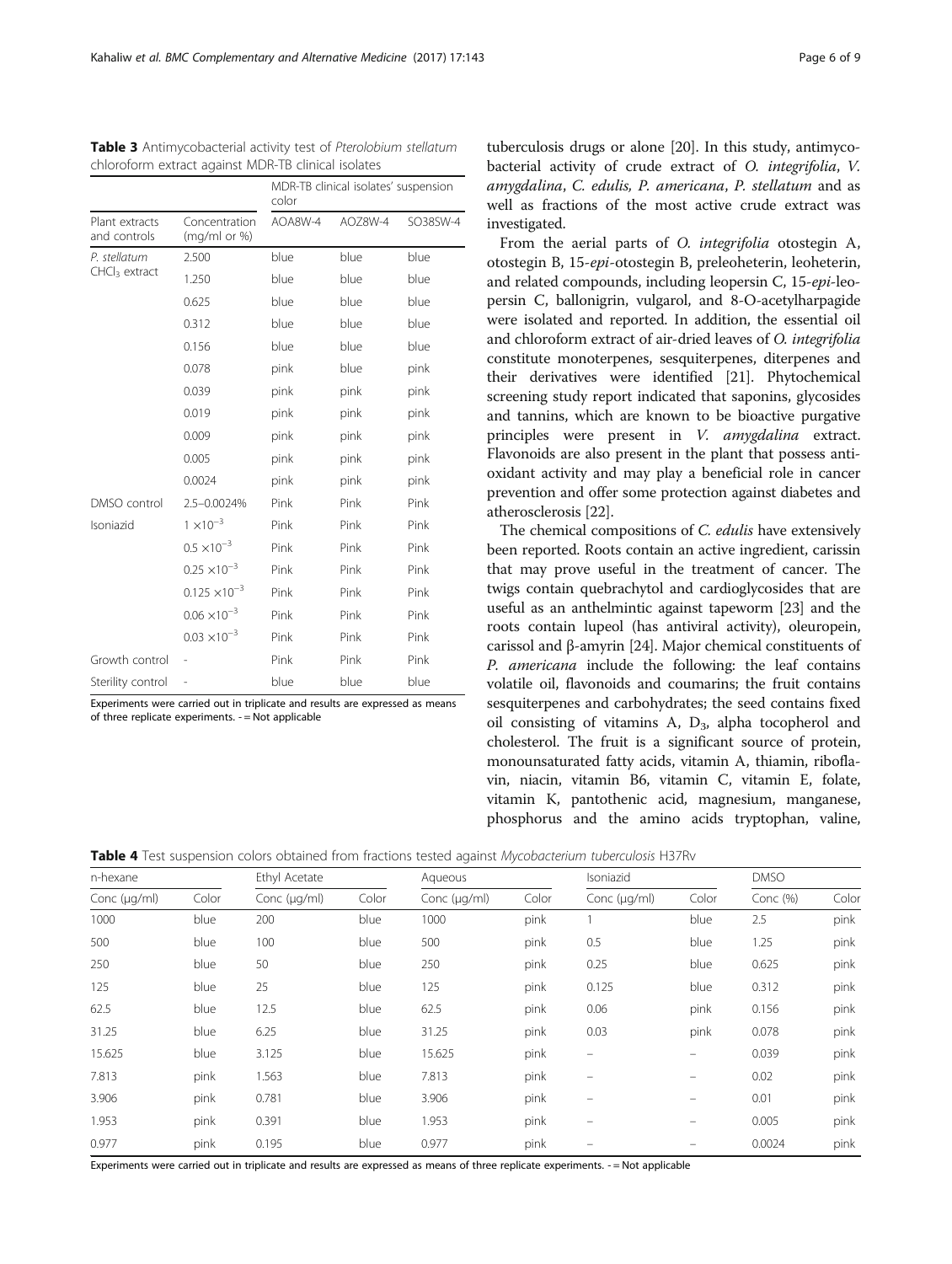**Table 3** Antimycobacterial activity test of *Pterolobium stellatum* chloroform extract against MDR-TB clinical isolates

| Plant extracts and controls | Concentration (mg/ml or %) | MDR-TB clinical isolates' suspension color | | |
|---|---|---|---|---|
| | | AOA8W-4 | AOZ8W-4 | SO38SW-4 |
| *P. stellatum* $CHCl_3$ extract | 2.500 | blue | blue | blue |
| | 1.250 | blue | blue | blue |
| | 0.625 | blue | blue | blue |
| | 0.312 | blue | blue | blue |
| | 0.156 | blue | blue | blue |
| | 0.078 | pink | blue | pink |
| | 0.039 | pink | pink | pink |
| | 0.019 | pink | pink | pink |
| | 0.009 | pink | pink | pink |
| | 0.005 | pink | pink | pink |
| | 0.0024 | pink | pink | pink |
| DMSO control | 2.5–0.0024% | Pink | Pink | Pink |
| Isoniazid | $1 \times 10^{-3}$ | Pink | Pink | Pink |
| | $0.5 \times 10^{-3}$ | Pink | Pink | Pink |
| | $0.25 \times 10^{-3}$ | Pink | Pink | Pink |
| | $0.125 \times 10^{-3}$ | Pink | Pink | Pink |
| | $0.06 \times 10^{-3}$ | Pink | Pink | Pink |
| | $0.03 \times 10^{-3}$ | Pink | Pink | Pink |
| Growth control | - | Pink | Pink | Pink |
| Sterility control | - | blue | blue | blue |

Experiments were carried out in triplicate and results are expressed as means of three replicate experiments. - = Not applicable

tuberculosis drugs or alone [20]. In this study, antimycobacterial activity of crude extract of *O. integrifolia*, *V. amygdalina*, *C. edulis*, *P. americana*, *P. stellatum* and as well as fractions of the most active crude extract was investigated.

From the aerial parts of *O. integrifolia* otostegin A, otostegin B, 15-*epi*-otostegin B, preleoheterin, leoheterin, and related compounds, including leopersin C, 15-*epi*-leopersin C, ballonigrin, vulgarol, and 8-O-acetylharpagide were isolated and reported. In addition, the essential oil and chloroform extract of air-dried leaves of *O. integrifolia* constitute monoterpenes, sesquiterpenes, diterpenes and their derivatives were identified [21]. Phytochemical screening study report indicated that saponins, glycosides and tannins, which are known to be bioactive purgative principles were present in *V. amygdalina* extract. Flavonoids are also present in the plant that possess antioxidant activity and may play a beneficial role in cancer prevention and offer some protection against diabetes and atherosclerosis [22].

The chemical compositions of *C. edulis* have extensively been reported. Roots contain an active ingredient, carissin that may prove useful in the treatment of cancer. The twigs contain quebrachytol and cardioglycosides that are useful as an anthelmintic against tapeworm [23] and the roots contain lupeol (has antiviral activity), oleuropein, carissol and β-amyrin [24]. Major chemical constituents of *P. americana* include the following: the leaf contains volatile oil, flavonoids and coumarins; the fruit contains sesquiterpenes and carbohydrates; the seed contains fixed oil consisting of vitamins A, $D_3$, alpha tocopherol and cholesterol. The fruit is a significant source of protein, monounsaturated fatty acids, vitamin A, thiamin, riboflavin, niacin, vitamin B6, vitamin C, vitamin E, folate, vitamin K, pantothenic acid, magnesium, manganese, phosphorus and the amino acids tryptophan, valine,

**Table 4** Test suspension colors obtained from fractions tested against *Mycobacterium tuberculosis* H37Rv

| n-hexane | | Ethyl Acetate | | Aqueous | | Isoniazid | | DMSO | |
|---|---|---|---|---|---|---|---|---|---|
| Conc (μg/ml) | Color | Conc (μg/ml) | Color | Conc (μg/ml) | Color | Conc (μg/ml) | Color | Conc (%) | Color |
| 1000 | blue | 200 | blue | 1000 | pink | 1 | blue | 2.5 | pink |
| 500 | blue | 100 | blue | 500 | pink | 0.5 | blue | 1.25 | pink |
| 250 | blue | 50 | blue | 250 | pink | 0.25 | blue | 0.625 | pink |
| 125 | blue | 25 | blue | 125 | pink | 0.125 | blue | 0.312 | pink |
| 62.5 | blue | 12.5 | blue | 62.5 | pink | 0.06 | pink | 0.156 | pink |
| 31.25 | blue | 6.25 | blue | 31.25 | pink | 0.03 | pink | 0.078 | pink |
| 15.625 | blue | 3.125 | blue | 15.625 | pink | – | – | 0.039 | pink |
| 7.813 | pink | 1.563 | blue | 7.813 | pink | – | – | 0.02 | pink |
| 3.906 | pink | 0.781 | blue | 3.906 | pink | – | – | 0.01 | pink |
| 1.953 | pink | 0.391 | blue | 1.953 | pink | – | – | 0.005 | pink |
| 0.977 | pink | 0.195 | blue | 0.977 | pink | – | – | 0.0024 | pink |

Experiments were carried out in triplicate and results are expressed as means of three replicate experiments. - = Not applicable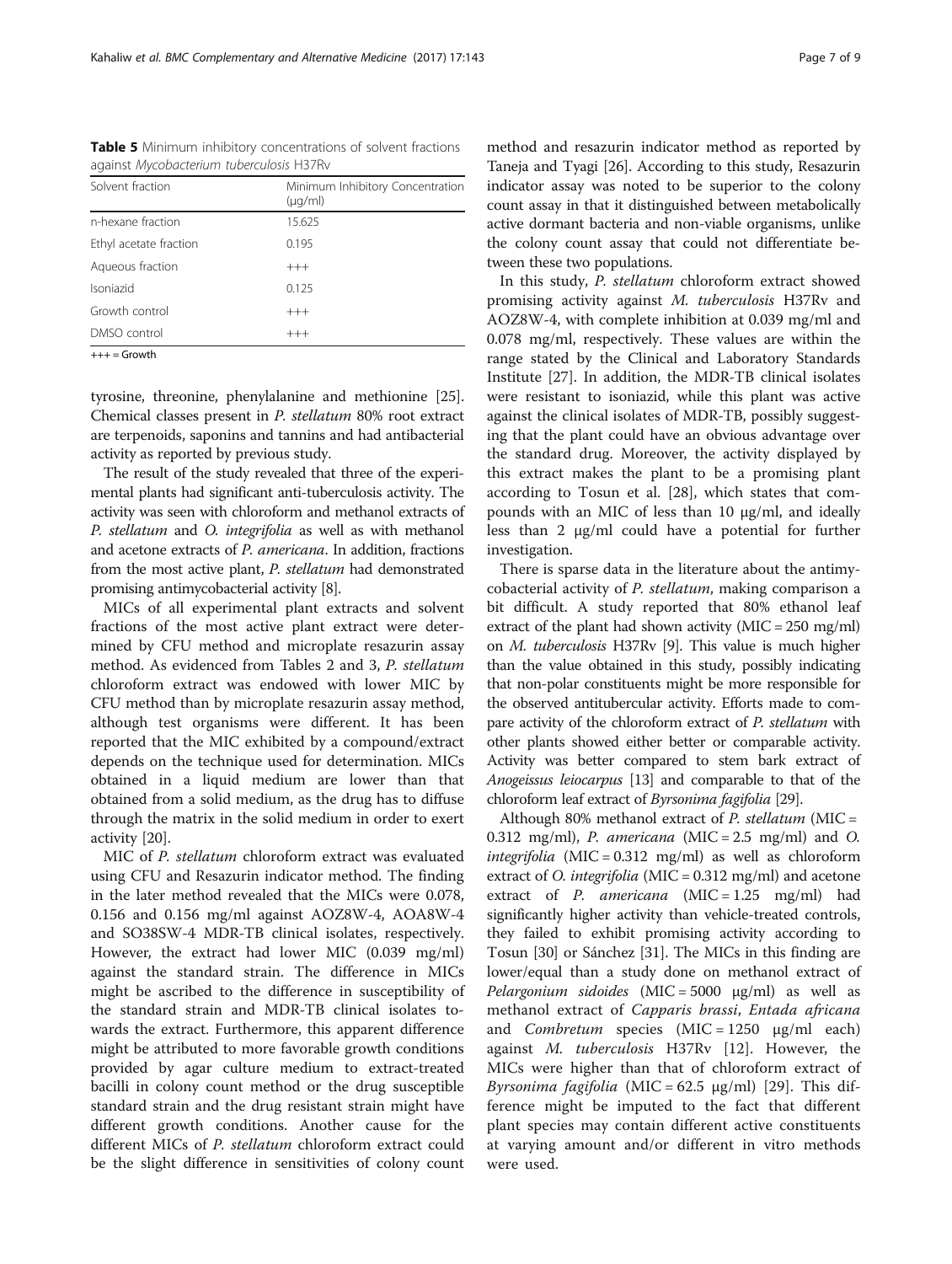**Table 5** Minimum inhibitory concentrations of solvent fractions against *Mycobacterium tuberculosis* H37Rv

| Solvent fraction | Minimum Inhibitory Concentration (μg/ml) |
| --- | --- |
| n-hexane fraction | 15.625 |
| Ethyl acetate fraction | 0.195 |
| Aqueous fraction | +++ |
| Isoniazid | 0.125 |
| Growth control | +++ |
| DMSO control | +++ |

+++ = Growth

tyrosine, threonine, phenylalanine and methionine [25]. Chemical classes present in *P. stellatum* 80% root extract are terpenoids, saponins and tannins and had antibacterial activity as reported by previous study.

The result of the study revealed that three of the experimental plants had significant anti-tuberculosis activity. The activity was seen with chloroform and methanol extracts of *P. stellatum* and *O. integrifolia* as well as with methanol and acetone extracts of *P. americana*. In addition, fractions from the most active plant, *P. stellatum* had demonstrated promising antimycobacterial activity [8].

MICs of all experimental plant extracts and solvent fractions of the most active plant extract were determined by CFU method and microplate resazurin assay method. As evidenced from Tables 2 and 3, *P. stellatum* chloroform extract was endowed with lower MIC by CFU method than by microplate resazurin assay method, although test organisms were different. It has been reported that the MIC exhibited by a compound/extract depends on the technique used for determination. MICs obtained in a liquid medium are lower than that obtained from a solid medium, as the drug has to diffuse through the matrix in the solid medium in order to exert activity [20].

MIC of *P. stellatum* chloroform extract was evaluated using CFU and Resazurin indicator method. The finding in the later method revealed that the MICs were 0.078, 0.156 and 0.156 mg/ml against AOZ8W-4, AOA8W-4 and SO38SW-4 MDR-TB clinical isolates, respectively. However, the extract had lower MIC (0.039 mg/ml) against the standard strain. The difference in MICs might be ascribed to the difference in susceptibility of the standard strain and MDR-TB clinical isolates towards the extract. Furthermore, this apparent difference might be attributed to more favorable growth conditions provided by agar culture medium to extract-treated bacilli in colony count method or the drug susceptible standard strain and the drug resistant strain might have different growth conditions. Another cause for the different MICs of *P. stellatum* chloroform extract could be the slight difference in sensitivities of colony count method and resazurin indicator method as reported by Taneja and Tyagi [26]. According to this study, Resazurin indicator assay was noted to be superior to the colony count assay in that it distinguished between metabolically active dormant bacteria and non-viable organisms, unlike the colony count assay that could not differentiate between these two populations.

In this study, *P. stellatum* chloroform extract showed promising activity against *M. tuberculosis* H37Rv and AOZ8W-4, with complete inhibition at 0.039 mg/ml and 0.078 mg/ml, respectively. These values are within the range stated by the Clinical and Laboratory Standards Institute [27]. In addition, the MDR-TB clinical isolates were resistant to isoniazid, while this plant was active against the clinical isolates of MDR-TB, possibly suggesting that the plant could have an obvious advantage over the standard drug. Moreover, the activity displayed by this extract makes the plant to be a promising plant according to Tosun et al. [28], which states that compounds with an MIC of less than 10 μg/ml, and ideally less than 2 μg/ml could have a potential for further investigation.

There is sparse data in the literature about the antimycobacterial activity of *P. stellatum*, making comparison a bit difficult. A study reported that 80% ethanol leaf extract of the plant had shown activity (MIC = 250 mg/ml) on *M. tuberculosis* H37Rv [9]. This value is much higher than the value obtained in this study, possibly indicating that non-polar constituents might be more responsible for the observed antitubercular activity. Efforts made to compare activity of the chloroform extract of *P. stellatum* with other plants showed either better or comparable activity. Activity was better compared to stem bark extract of *Anogeissus leiocarpus* [13] and comparable to that of the chloroform leaf extract of *Byrsonima fagifolia* [29].

Although 80% methanol extract of *P. stellatum* (MIC = 0.312 mg/ml), *P. americana* (MIC = 2.5 mg/ml) and *O. integrifolia* (MIC = 0.312 mg/ml) as well as chloroform extract of *O. integrifolia* (MIC = 0.312 mg/ml) and acetone extract of *P. americana* (MIC = 1.25 mg/ml) had significantly higher activity than vehicle-treated controls, they failed to exhibit promising activity according to Tosun [30] or Sánchez [31]. The MICs in this finding are lower/equal than a study done on methanol extract of *Pelargonium sidoides* (MIC = 5000 μg/ml) as well as methanol extract of *Capparis brassi*, *Entada africana* and *Combretum* species (MIC = 1250 μg/ml each) against *M. tuberculosis* H37Rv [12]. However, the MICs were higher than that of chloroform extract of *Byrsonima fagifolia* (MIC = 62.5 μg/ml) [29]. This difference might be imputed to the fact that different plant species may contain different active constituents at varying amount and/or different in vitro methods were used.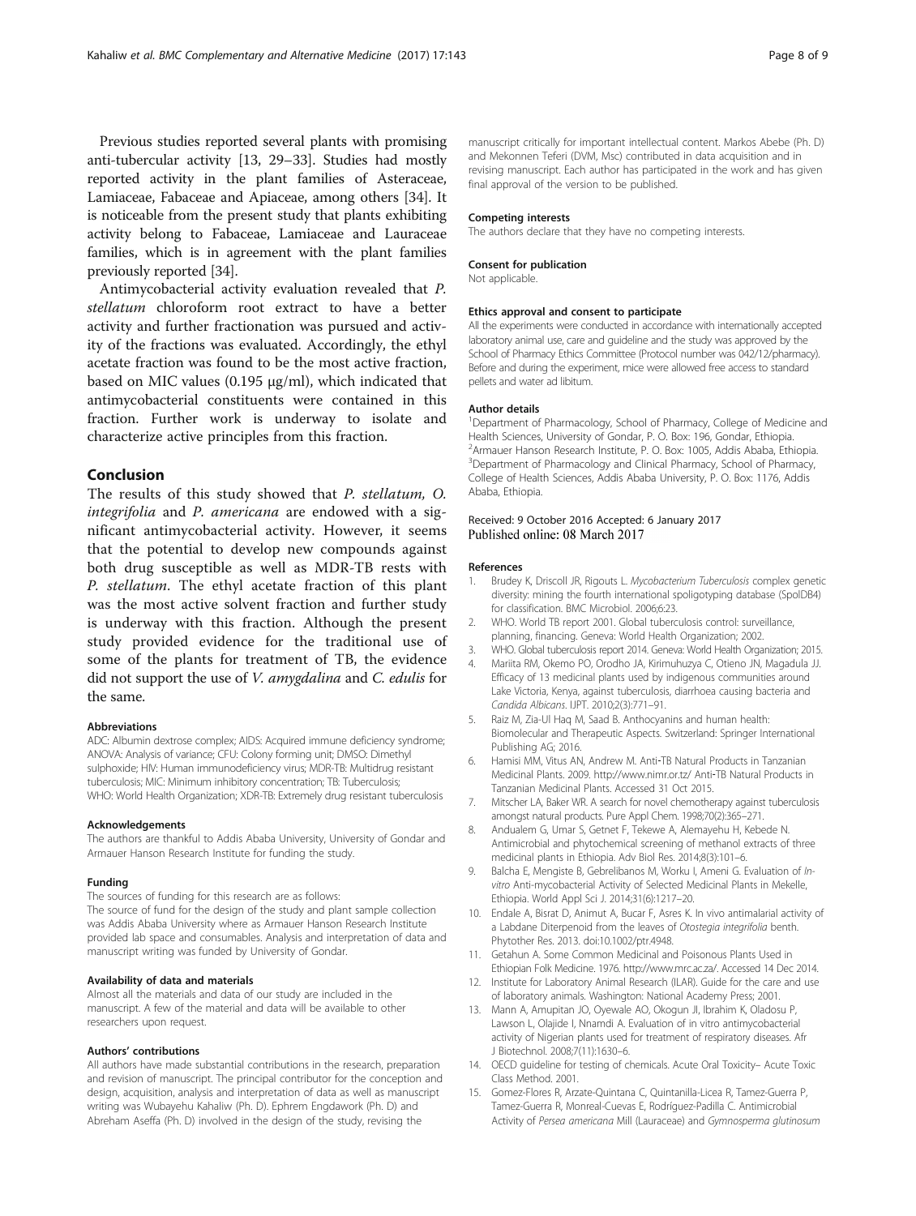Previous studies reported several plants with promising anti-tubercular activity [13, 29–33]. Studies had mostly reported activity in the plant families of Asteraceae, Lamiaceae, Fabaceae and Apiaceae, among others [34]. It is noticeable from the present study that plants exhibiting activity belong to Fabaceae, Lamiaceae and Lauraceae families, which is in agreement with the plant families previously reported [34].

Antimycobacterial activity evaluation revealed that *P. stellatum* chloroform root extract to have a better activity and further fractionation was pursued and activity of the fractions was evaluated. Accordingly, the ethyl acetate fraction was found to be the most active fraction, based on MIC values (0.195 μg/ml), which indicated that antimycobacterial constituents were contained in this fraction. Further work is underway to isolate and characterize active principles from this fraction.

## Conclusion

The results of this study showed that *P. stellatum, O. integrifolia* and *P. americana* are endowed with a significant antimycobacterial activity. However, it seems that the potential to develop new compounds against both drug susceptible as well as MDR-TB rests with *P. stellatum*. The ethyl acetate fraction of this plant was the most active solvent fraction and further study is underway with this fraction. Although the present study provided evidence for the traditional use of some of the plants for treatment of TB, the evidence did not support the use of *V. amygdalina* and *C. edulis* for the same.

#### Abbreviations

ADC: Albumin dextrose complex; AIDS: Acquired immune deficiency syndrome; ANOVA: Analysis of variance; CFU: Colony forming unit; DMSO: Dimethyl sulphoxide; HIV: Human immunodeficiency virus; MDR-TB: Multidrug resistant tuberculosis; MIC: Minimum inhibitory concentration; TB: Tuberculosis; WHO: World Health Organization; XDR-TB: Extremely drug resistant tuberculosis

#### Acknowledgements

The authors are thankful to Addis Ababa University, University of Gondar and Armauer Hanson Research Institute for funding the study.

#### Funding

The sources of funding for this research are as follows:
The source of fund for the design of the study and plant sample collection was Addis Ababa University where as Armauer Hanson Research Institute provided lab space and consumables. Analysis and interpretation of data and manuscript writing was funded by University of Gondar.

#### Availability of data and materials

Almost all the materials and data of our study are included in the manuscript. A few of the material and data will be available to other researchers upon request.

#### Authors' contributions

All authors have made substantial contributions in the research, preparation and revision of manuscript. The principal contributor for the conception and design, acquisition, analysis and interpretation of data as well as manuscript writing was Wubayehu Kahaliw (Ph. D). Ephrem Engdawork (Ph. D) and Abreham Aseffa (Ph. D) involved in the design of the study, revising the manuscript critically for important intellectual content. Markos Abebe (Ph. D) and Mekonnen Teferi (DVM, Msc) contributed in data acquisition and in revising manuscript. Each author has participated in the work and has given final approval of the version to be published.

#### Competing interests

The authors declare that they have no competing interests.

#### Consent for publication

Not applicable.

#### Ethics approval and consent to participate

All the experiments were conducted in accordance with internationally accepted laboratory animal use, care and guideline and the study was approved by the School of Pharmacy Ethics Committee (Protocol number was 042/12/pharmacy). Before and during the experiment, mice were allowed free access to standard pellets and water ad libitum.

#### Author details

[1]Department of Pharmacology, School of Pharmacy, College of Medicine and Health Sciences, University of Gondar, P. O. Box: 196, Gondar, Ethiopia. [2]Armauer Hanson Research Institute, P. O. Box: 1005, Addis Ababa, Ethiopia. [3]Department of Pharmacology and Clinical Pharmacy, School of Pharmacy, College of Health Sciences, Addis Ababa University, P. O. Box: 1176, Addis Ababa, Ethiopia.

Received: 9 October 2016 Accepted: 6 January 2017
Published online: 08 March 2017

#### References

1. Brudey K, Driscoll JR, Rigouts L. *Mycobacterium Tuberculosis* complex genetic diversity: mining the fourth international spoligotyping database (SpolDB4) for classification. BMC Microbiol. 2006;6:23.
2. WHO. World TB report 2001. Global tuberculosis control: surveillance, planning, financing. Geneva: World Health Organization; 2002.
3. WHO. Global tuberculosis report 2014. Geneva: World Health Organization; 2015.
4. Mariita RM, Okemo PO, Orodho JA, Kirimuhuzya C, Otieno JN, Magadula JJ. Efficacy of 13 medicinal plants used by indigenous communities around Lake Victoria, Kenya, against tuberculosis, diarrhoea causing bacteria and *Candida Albicans*. IJPT. 2010;2(3):771–91.
5. Raiz M, Zia-Ul Haq M, Saad B. Anthocyanins and human health: Biomolecular and Therapeutic Aspects. Switzerland: Springer International Publishing AG; 2016.
6. Hamisi MM, Vitus AN, Andrew M. Anti-TB Natural Products in Tanzanian Medicinal Plants. 2009. http://www.nimr.or.tz/ Anti-TB Natural Products in Tanzanian Medicinal Plants. Accessed 31 Oct 2015.
7. Mitscher LA, Baker WR. A search for novel chemotherapy against tuberculosis amongst natural products. Pure Appl Chem. 1998;70(2):365–271.
8. Andualem G, Umar S, Getnet F, Tekewe A, Alemayehu H, Kebede N. Antimicrobial and phytochemical screening of methanol extracts of three medicinal plants in Ethiopia. Adv Biol Res. 2014;8(3):101–6.
9. Balcha E, Mengiste B, Gebrelibanos M, Worku I, Ameni G. Evaluation of *In-vitro* Anti-mycobacterial Activity of Selected Medicinal Plants in Mekelle, Ethiopia. World Appl Sci J. 2014;31(6):1217–20.
10. Endale A, Bisrat D, Animut A, Bucar F, Asres K. In vivo antimalarial activity of a Labdane Diterpenoid from the leaves of *Otostegia integrifolia* benth. Phytother Res. 2013. doi:10.1002/ptr.4948.
11. Getahun A. Some Common Medicinal and Poisonous Plants Used in Ethiopian Folk Medicine. 1976. http://www.mrc.ac.za/. Accessed 14 Dec 2014.
12. Institute for Laboratory Animal Research (ILAR). Guide for the care and use of laboratory animals. Washington: National Academy Press; 2001.
13. Mann A, Amupitan JO, Oyewale AO, Okogun JI, Ibrahim K, Oladosu P, Lawson L, Olajide I, Nnamdi A. Evaluation of in vitro antimycobacterial activity of Nigerian plants used for treatment of respiratory diseases. Afr J Biotechnol. 2008;7(11):1630–6.
14. OECD guideline for testing of chemicals. Acute Oral Toxicity– Acute Toxic Class Method. 2001.
15. Gomez-Flores R, Arzate-Quintana C, Quintanilla-Licea R, Tamez-Guerra P, Tamez-Guerra R, Monreal-Cuevas E, Rodríguez-Padilla C. Antimicrobial Activity of *Persea americana* Mill (Lauraceae) and *Gymnosperma glutinosum*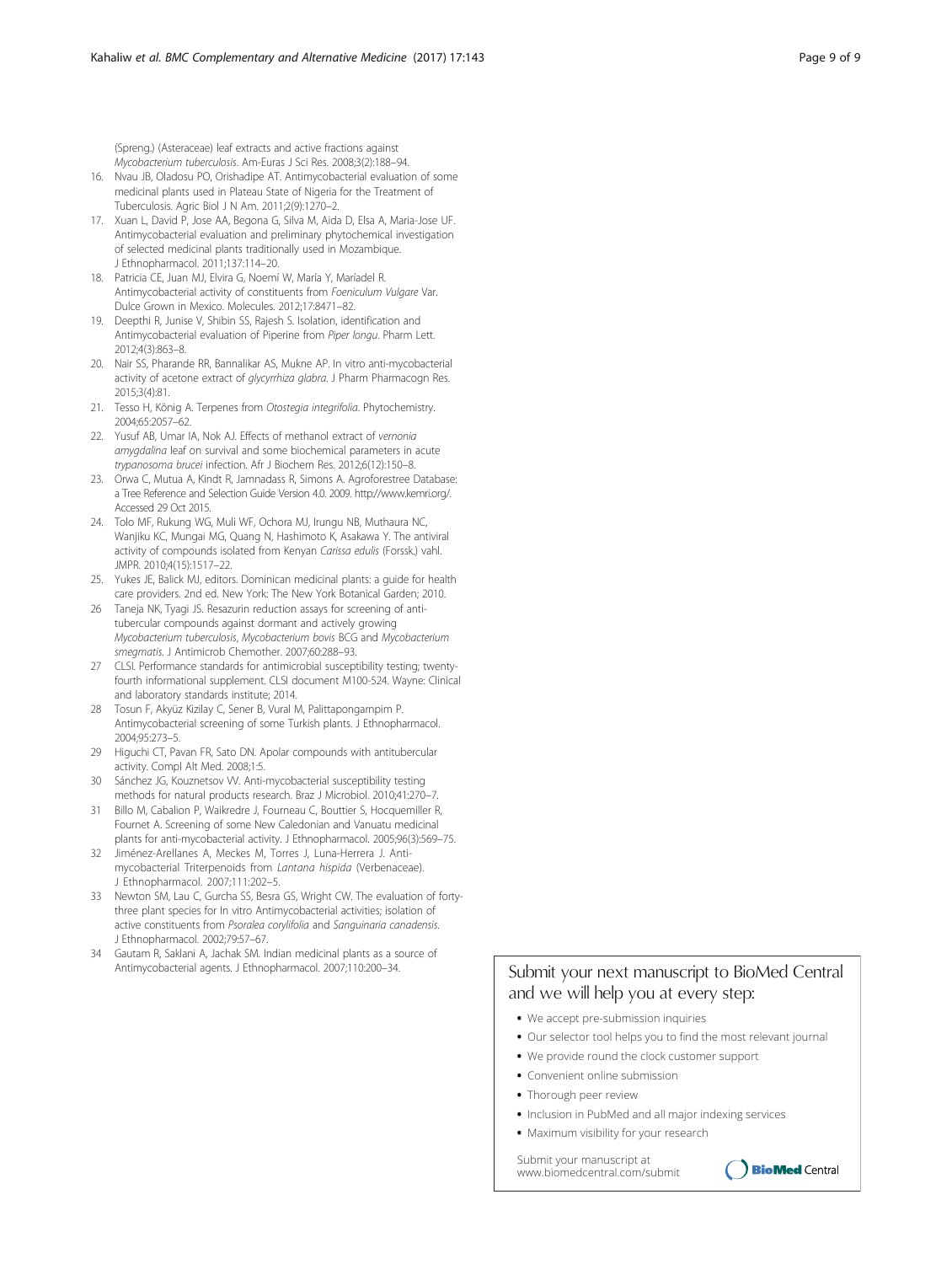(Spreng.) (Asteraceae) leaf extracts and active fractions against *Mycobacterium tuberculosis*. Am-Euras J Sci Res. 2008;3(2):188–94.

16. Nvau JB, Oladosu PO, Orishadipe AT. Antimycobacterial evaluation of some medicinal plants used in Plateau State of Nigeria for the Treatment of Tuberculosis. Agric Biol J N Am. 2011;2(9):1270–2.
17. Xuan L, David P, Jose AA, Begona G, Silva M, Aida D, Elsa A, Maria-Jose UF. Antimycobacterial evaluation and preliminary phytochemical investigation of selected medicinal plants traditionally used in Mozambique. J Ethnopharmacol. 2011;137:114–20.
18. Patricia CE, Juan MJ, Elvira G, Noemí W, María Y, Maríadel R. Antimycobacterial activity of constituents from *Foeniculum Vulgare* Var. Dulce Grown in Mexico. Molecules. 2012;17:8471–82.
19. Deepthi R, Junise V, Shibin SS, Rajesh S. Isolation, identification and Antimycobacterial evaluation of Piperine from *Piper longu*. Pharm Lett. 2012;4(3):863–8.
20. Nair SS, Pharande RR, Bannalikar AS, Mukne AP. In vitro anti-mycobacterial activity of acetone extract of *glycyrrhiza glabra*. J Pharm Pharmacogn Res. 2015;3(4):81.
21. Tesso H, König A. Terpenes from *Otostegia integrifolia*. Phytochemistry. 2004;65:2057–62.
22. Yusuf AB, Umar IA, Nok AJ. Effects of methanol extract of *vernonia amygdalina* leaf on survival and some biochemical parameters in acute *trypanosoma brucei* infection. Afr J Biochem Res. 2012;6(12):150–8.
23. Orwa C, Mutua A, Kindt R, Jamnadass R, Simons A. Agroforestree Database: a Tree Reference and Selection Guide Version 4.0. 2009. http://www.kemri.org/. Accessed 29 Oct 2015.
24. Tolo MF, Rukung WG, Muli WF, Ochora MJ, Irungu NB, Muthaura NC, Wanjiku KC, Mungai MG, Quang N, Hashimoto K, Asakawa Y. The antiviral activity of compounds isolated from Kenyan *Carissa edulis* (Forssk.) vahl. JMPR. 2010;4(15):1517–22.
25. Yukes JE, Balick MJ, editors. Dominican medicinal plants: a guide for health care providers. 2nd ed. New York: The New York Botanical Garden; 2010.
26. Taneja NK, Tyagi JS. Resazurin reduction assays for screening of anti-tubercular compounds against dormant and actively growing *Mycobacterium tuberculosis*, *Mycobacterium bovis* BCG and *Mycobacterium smegmatis*. J Antimicrob Chemother. 2007;60:288–93.
27. CLSI. Performance standards for antimicrobial susceptibility testing; twenty-fourth informational supplement. CLSI document M100-524. Wayne: Clinical and laboratory standards institute; 2014.
28. Tosun F, Akyüz Kizilay C, Sener B, Vural M, Palittapongarnpim P. Antimycobacterial screening of some Turkish plants. J Ethnopharmacol. 2004;95:273–5.
29. Higuchi CT, Pavan FR, Sato DN. Apolar compounds with antitubercular activity. Compl Alt Med. 2008;1:5.
30. Sánchez JG, Kouznetsov VV. Anti-mycobacterial susceptibility testing methods for natural products research. Braz J Microbiol. 2010;41:270–7.
31. Billo M, Cabalion P, Waikredre J, Fourneau C, Bouttier S, Hocquemiller R, Fournet A. Screening of some New Caledonian and Vanuatu medicinal plants for anti-mycobacterial activity. J Ethnopharmacol. 2005;96(3):569–75.
32. Jiménez-Arellanes A, Meckes M, Torres J, Luna-Herrera J. Anti-mycobacterial Triterpenoids from *Lantana hispida* (Verbenaceae). J Ethnopharmacol. 2007;111:202–5.
33. Newton SM, Lau C, Gurcha SS, Besra GS, Wright CW. The evaluation of forty-three plant species for In vitro Antimycobacterial activities; isolation of active constituents from *Psoralea corylifolia* and *Sanguinaria canadensis*. J Ethnopharmacol. 2002;79:57–67.
34. Gautam R, Saklani A, Jachak SM. Indian medicinal plants as a source of Antimycobacterial agents. J Ethnopharmacol. 2007;110:200–34.

Submit your next manuscript to BioMed Central and we will help you at every step:

- We accept pre-submission inquiries
- Our selector tool helps you to find the most relevant journal
- We provide round the clock customer support
- Convenient online submission
- Thorough peer review
- Inclusion in PubMed and all major indexing services
- Maximum visibility for your research

Submit your manuscript at www.biomedcentral.com/submit

BioMed Central